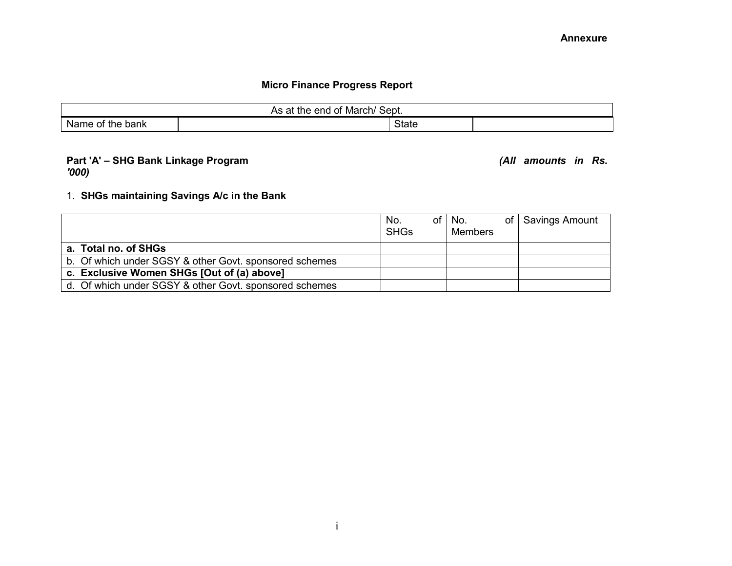**Annexure**

## Micro Finance Progress Report

| As at the end of March/ Sept. | | | |
|---|---|---|---|
| Name of the bank | | State | |

**Part 'A' – SHG Bank Linkage Program** ***(All amounts in Rs. '000)***

1. **SHGs maintaining Savings A/c in the Bank**

| | No. of SHGs | No. of Members | Savings Amount |
|---|---|---|---|
| **a. Total no. of SHGs** | | | |
| b. Of which under SGSY & other Govt. sponsored schemes | | | |
| **c. Exclusive Women SHGs [Out of (a) above]** | | | |
| d. Of which under SGSY & other Govt. sponsored schemes | | | |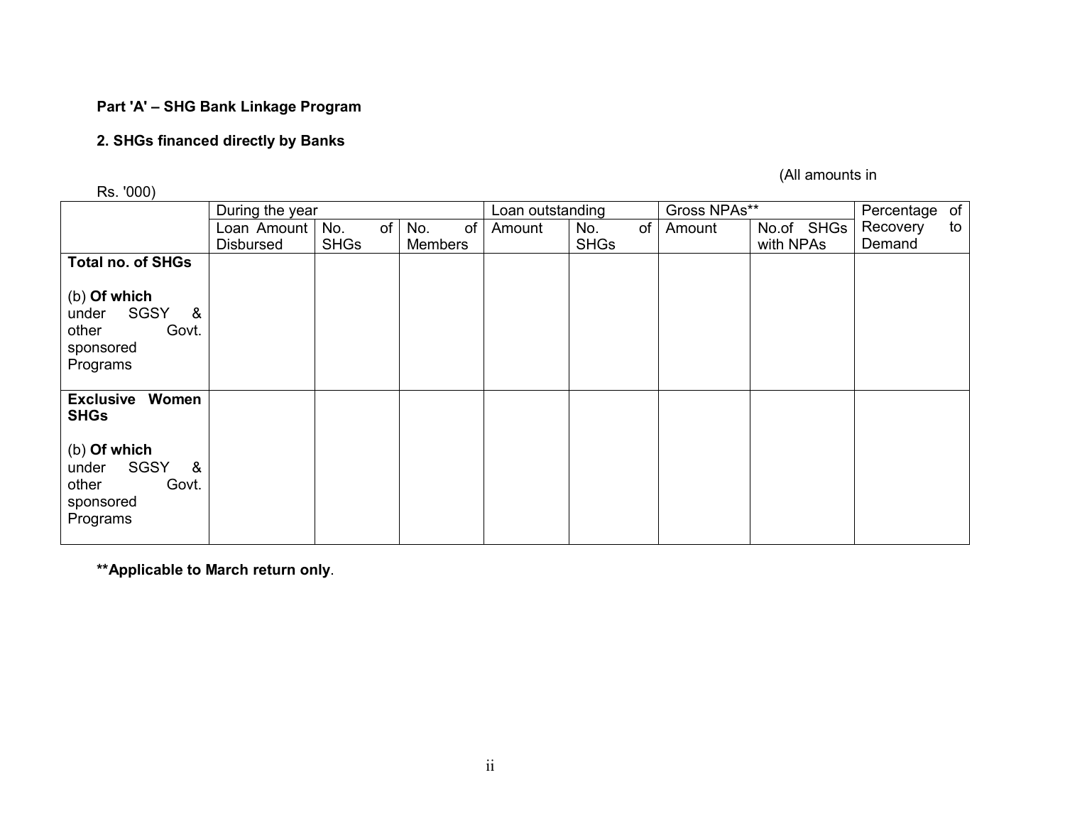**Part 'A' – SHG Bank Linkage Program**

**2. SHGs financed directly by Banks**

(All amounts in Rs. '000)

| | During the year | | | Loan outstanding | | Gross NPAs** | | Percentage of Recovery to Demand |
|---|---|---|---|---|---|---|---|---|
| | Loan Amount Disbursed | No. of SHGs | No. of Members | Amount | No. of SHGs | Amount | No.of SHGs with NPAs | |
| **Total no. of SHGs**<br><br>(b) **Of which** under SGSY & other Govt. sponsored Programs | | | | | | | | |
| **Exclusive Women SHGs**<br><br>(b) **Of which** under SGSY & other Govt. sponsored Programs | | | | | | | | |

**\*\*Applicable to March return only**.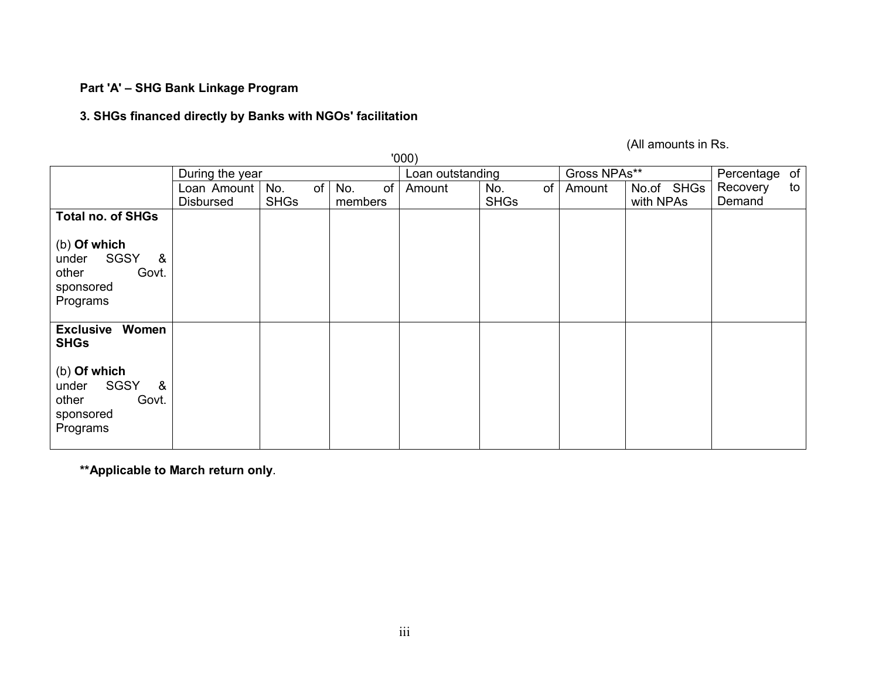**Part 'A' – SHG Bank Linkage Program**

**3. SHGs financed directly by Banks with NGOs' facilitation**

(All amounts in Rs. '000)

| | During the year | | | Loan outstanding | | Gross NPAs** | | Percentage of Recovery to Demand |
|---|---|---|---|---|---|---|---|---|
| | Loan Amount Disbursed | No. of SHGs | No. of members | Amount | No. of SHGs | Amount | No.of SHGs with NPAs | |
| **Total no. of SHGs**<br><br>(b) **Of which** under SGSY & other Govt. sponsored Programs | | | | | | | | |
| **Exclusive Women SHGs**<br><br>(b) **Of which** under SGSY & other Govt. sponsored Programs | | | | | | | | |

****Applicable to March return only**.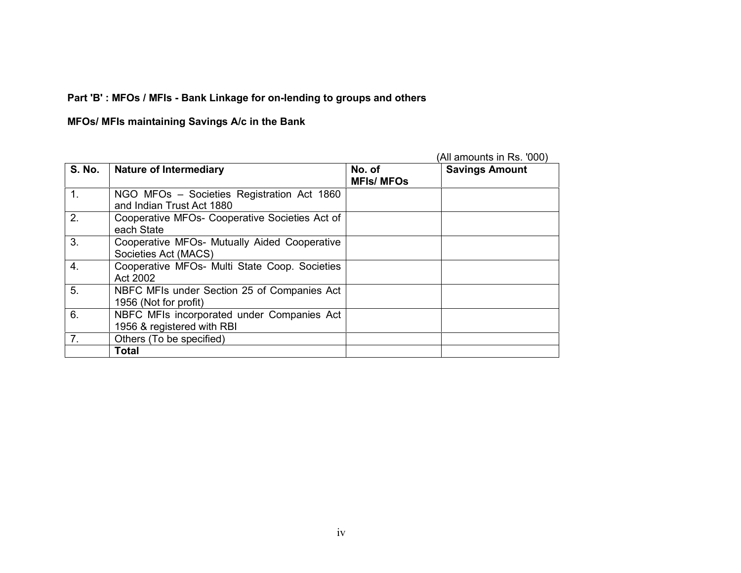**Part 'B' : MFOs / MFIs - Bank Linkage for on-lending to groups and others**

**MFOs/ MFIs maintaining Savings A/c in the Bank**

(All amounts in Rs. '000)

| S. No. | Nature of Intermediary | No. of MFIs/ MFOs | Savings Amount |
|---|---|---|---|
| 1. | NGO MFOs – Societies Registration Act 1860 and Indian Trust Act 1880 | | |
| 2. | Cooperative MFOs- Cooperative Societies Act of each State | | |
| 3. | Cooperative MFOs- Mutually Aided Cooperative Societies Act (MACS) | | |
| 4. | Cooperative MFOs- Multi State Coop. Societies Act 2002 | | |
| 5. | NBFC MFIs under Section 25 of Companies Act 1956 (Not for profit) | | |
| 6. | NBFC MFIs incorporated under Companies Act 1956 & registered with RBI | | |
| 7. | Others (To be specified) | | |
| | **Total** | | |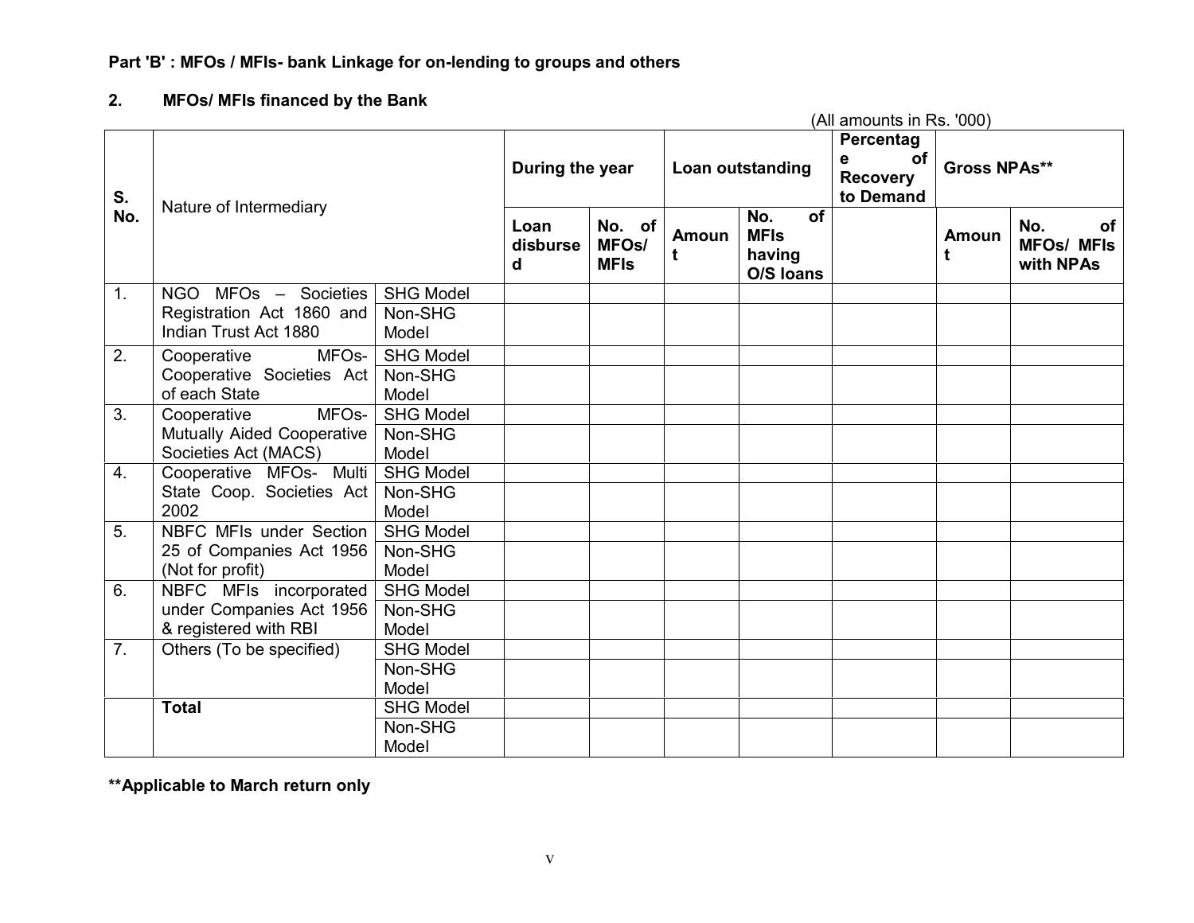**Part 'B' : MFOs / MFIs- bank Linkage for on-lending to groups and others**

**2. MFOs/ MFIs financed by the Bank**

(All amounts in Rs. '000)

| S. No. | Nature of Intermediary | | During the year | | Loan outstanding | | Percentage of Recovery to Demand | Gross NPAs** | |
|---|---|---|---|---|---|---|---|---|---|
| | | | Loan disbursed | No. of MFOs/ MFIs | Amount | No. of MFIs having O/S loans | | Amount | No. of MFOs/ MFIs with NPAs |
| 1. | NGO MFOs – Societies Registration Act 1860 and Indian Trust Act 1880 | SHG Model | | | | | | | |
| | | Non-SHG Model | | | | | | | |
| 2. | Cooperative MFOs- Cooperative Societies Act of each State | SHG Model | | | | | | | |
| | | Non-SHG Model | | | | | | | |
| 3. | Cooperative MFOs- Mutually Aided Cooperative Societies Act (MACS) | SHG Model | | | | | | | |
| | | Non-SHG Model | | | | | | | |
| 4. | Cooperative MFOs- Multi State Coop. Societies Act 2002 | SHG Model | | | | | | | |
| | | Non-SHG Model | | | | | | | |
| 5. | NBFC MFIs under Section 25 of Companies Act 1956 (Not for profit) | SHG Model | | | | | | | |
| | | Non-SHG Model | | | | | | | |
| 6. | NBFC MFIs incorporated under Companies Act 1956 & registered with RBI | SHG Model | | | | | | | |
| | | Non-SHG Model | | | | | | | |
| 7. | Others (To be specified) | SHG Model | | | | | | | |
| | | Non-SHG Model | | | | | | | |
| | **Total** | SHG Model | | | | | | | |
| | | Non-SHG Model | | | | | | | |

****Applicable to March return only**